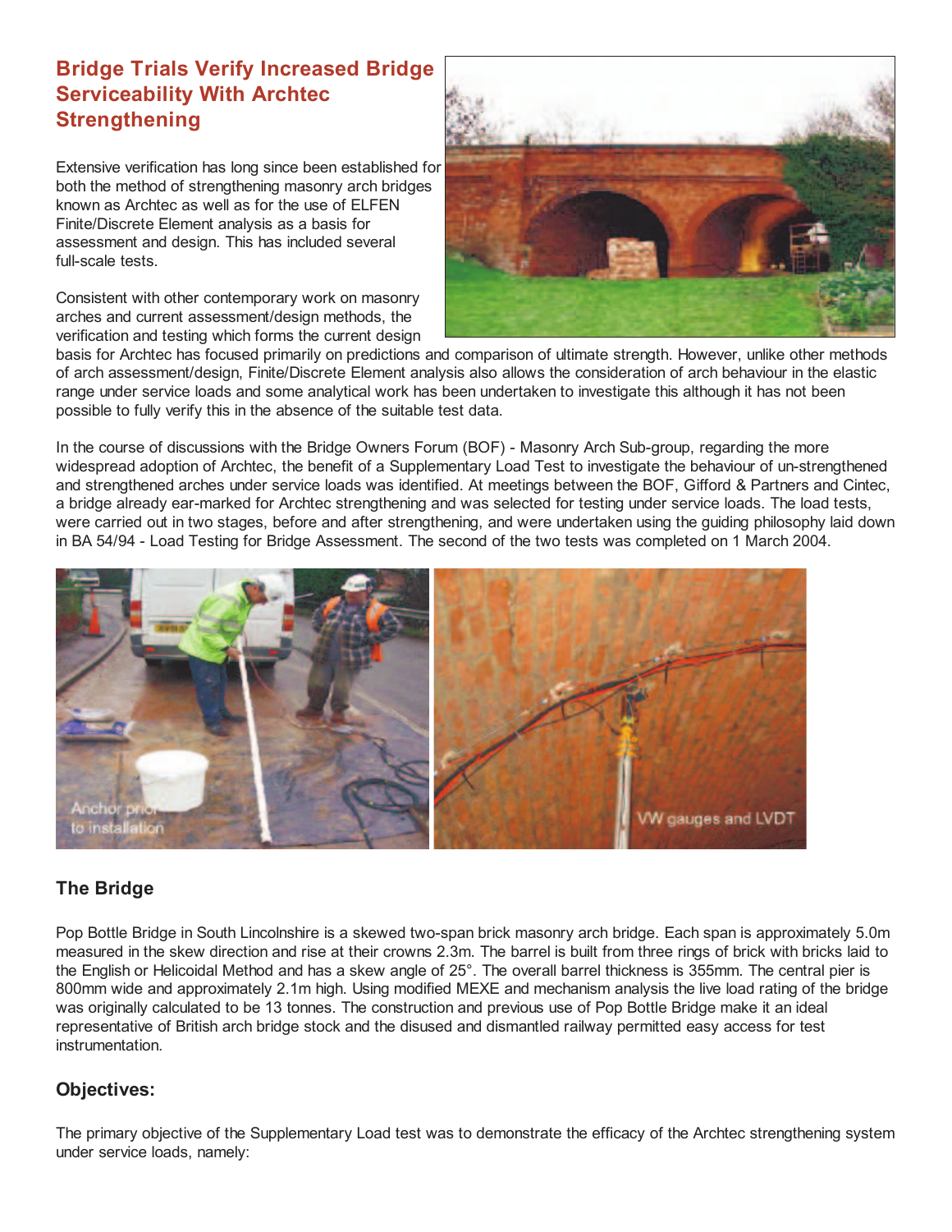# Bridge Trials Verify Increased Bridge Serviceability With Archtec Strengthening

Extensive verification has long since been established for both the method of strengthening masonry arch bridges known as Archtec as well as for the use of ELFEN Finite/Discrete Element analysis as a basis for assessment and design. This has included several full-scale tests.

Consistent with other contemporary work on masonry arches and current assessment/design methods, the verification and testing which forms the current design basis for Archtec has focused primarily on predictions and comparison of ultimate strength. However, unlike other methods of arch assessment/design, Finite/Discrete Element analysis also allows the consideration of arch behaviour in the elastic range under service loads and some analytical work has been undertaken to investigate this although it has not been possible to fully verify this in the absence of the suitable test data.

In the course of discussions with the Bridge Owners Forum (BOF) - Masonry Arch Sub-group, regarding the more widespread adoption of Archtec, the benefit of a Supplementary Load Test to investigate the behaviour of un-strengthened and strengthened arches under service loads was identified. At meetings between the BOF, Gifford & Partners and Cintec, a bridge already ear-marked for Archtec strengthening and was selected for testing under service loads. The load tests, were carried out in two stages, before and after strengthening, and were undertaken using the guiding philosophy laid down in BA 54/94 - Load Testing for Bridge Assessment. The second of the two tests was completed on 1 March 2004.

Anchor prior to installation

VW gauges and LVDT

## The Bridge

Pop Bottle Bridge in South Lincolnshire is a skewed two-span brick masonry arch bridge. Each span is approximately 5.0m measured in the skew direction and rise at their crowns 2.3m. The barrel is built from three rings of brick with bricks laid to the English or Helicoidal Method and has a skew angle of 25°. The overall barrel thickness is 355mm. The central pier is 800mm wide and approximately 2.1m high. Using modified MEXE and mechanism analysis the live load rating of the bridge was originally calculated to be 13 tonnes. The construction and previous use of Pop Bottle Bridge make it an ideal representative of British arch bridge stock and the disused and dismantled railway permitted easy access for test instrumentation.

## Objectives:

The primary objective of the Supplementary Load test was to demonstrate the efficacy of the Archtec strengthening system under service loads, namely: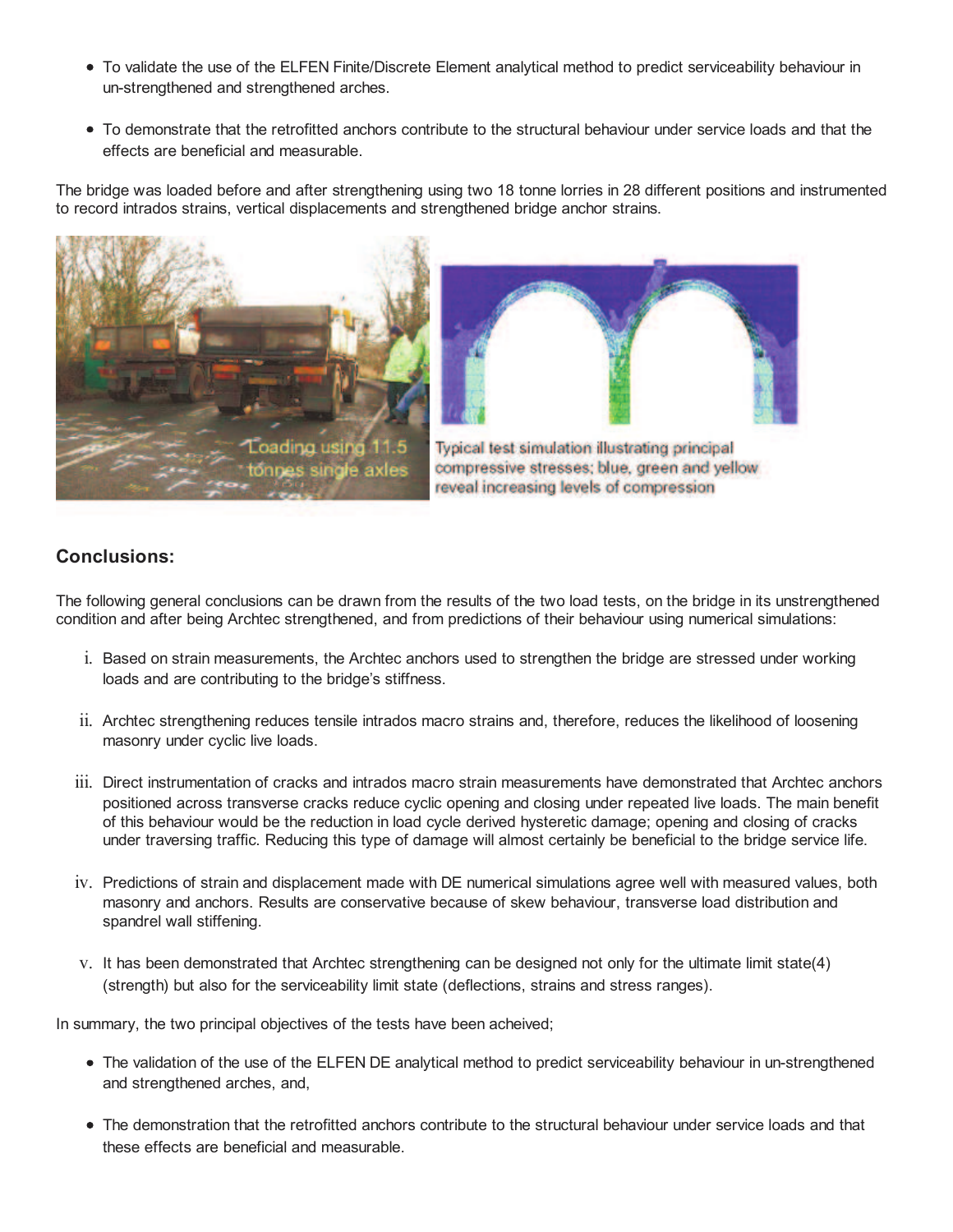- To validate the use of the ELFEN Finite/Discrete Element analytical method to predict serviceability behaviour in un-strengthened and strengthened arches.
- To demonstrate that the retrofitted anchors contribute to the structural behaviour under service loads and that the effects are beneficial and measurable.

The bridge was loaded before and after strengthening using two 18 tonne lorries in 28 different positions and instrumented to record intrados strains, vertical displacements and strengthened bridge anchor strains.

Loading using 11.5 tonnes single axles

Typical test simulation illustrating principal compressive stresses; blue, green and yellow reveal increasing levels of compression

## Conclusions:

The following general conclusions can be drawn from the results of the two load tests, on the bridge in its unstrengthened condition and after being Archtec strengthened, and from predictions of their behaviour using numerical simulations:

i. Based on strain measurements, the Archtec anchors used to strengthen the bridge are stressed under working loads and are contributing to the bridge's stiffness.

ii. Archtec strengthening reduces tensile intrados macro strains and, therefore, reduces the likelihood of loosening masonry under cyclic live loads.

iii. Direct instrumentation of cracks and intrados macro strain measurements have demonstrated that Archtec anchors positioned across transverse cracks reduce cyclic opening and closing under repeated live loads. The main benefit of this behaviour would be the reduction in load cycle derived hysteretic damage; opening and closing of cracks under traversing traffic. Reducing this type of damage will almost certainly be beneficial to the bridge service life.

iv. Predictions of strain and displacement made with DE numerical simulations agree well with measured values, both masonry and anchors. Results are conservative because of skew behaviour, transverse load distribution and spandrel wall stiffening.

v. It has been demonstrated that Archtec strengthening can be designed not only for the ultimate limit state(4) (strength) but also for the serviceability limit state (deflections, strains and stress ranges).

In summary, the two principal objectives of the tests have been acheived;

- The validation of the use of the ELFEN DE analytical method to predict serviceability behaviour in un-strengthened and strengthened arches, and,
- The demonstration that the retrofitted anchors contribute to the structural behaviour under service loads and that these effects are beneficial and measurable.